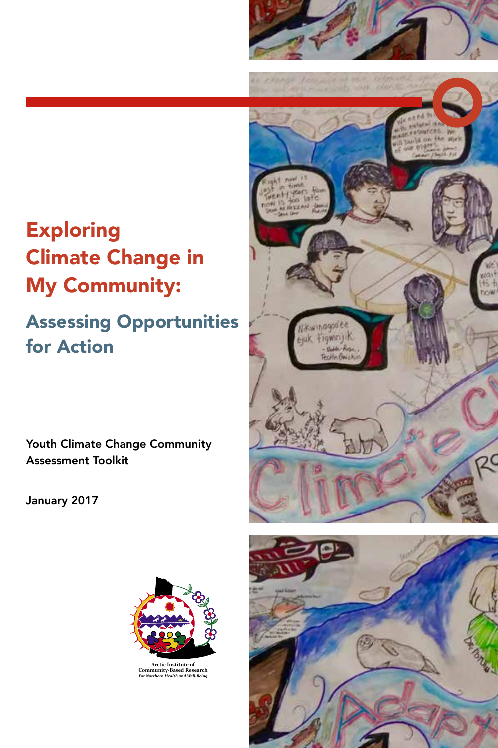# Exploring Climate Change in My Community:

## Assessing Opportunities for Action

Youth Climate Change Community Assessment Toolkit

January 2017

Arctic Institute of Community-Based Research
*For Northern Health and Well-Being*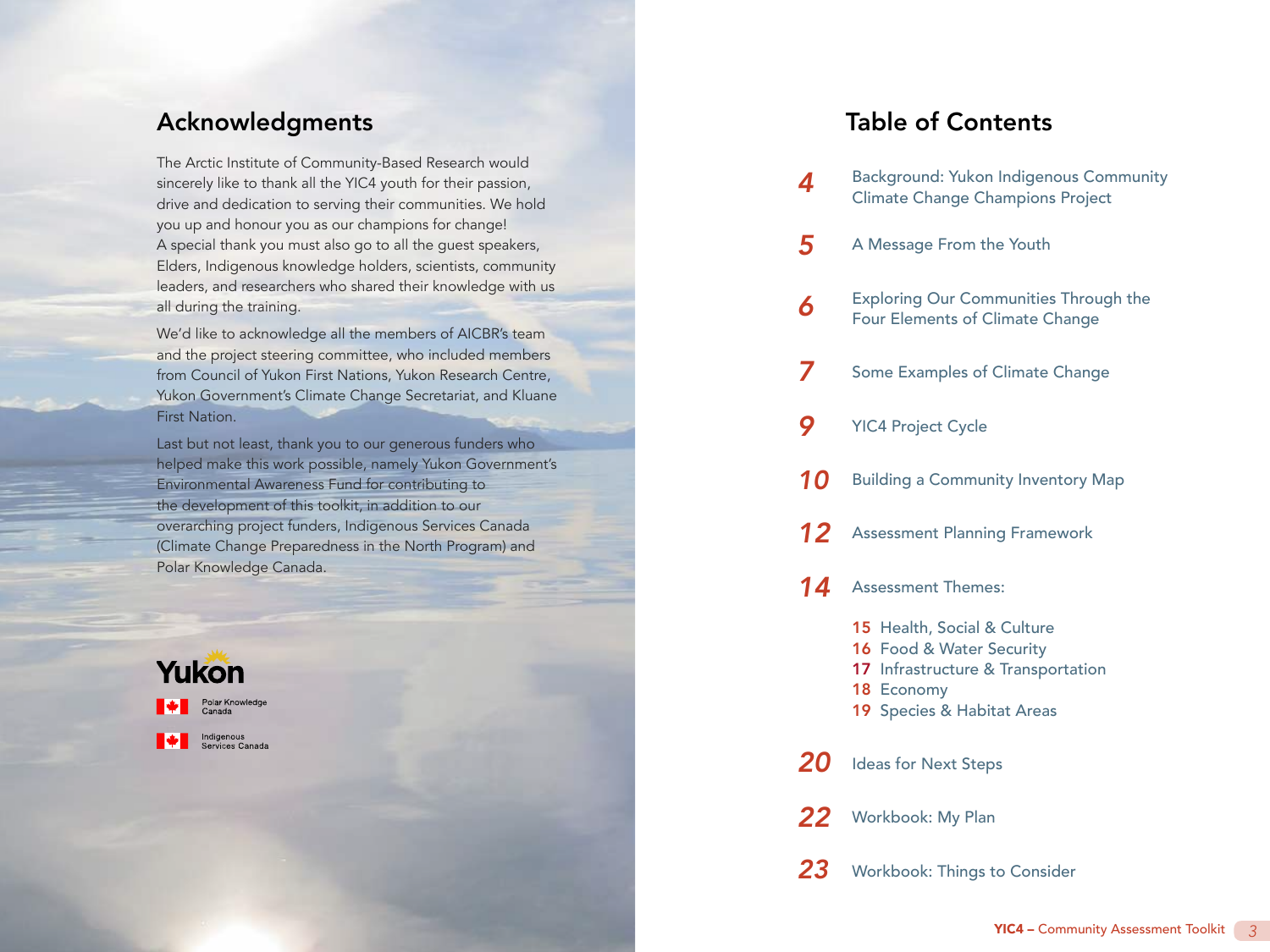## Acknowledgments

The Arctic Institute of Community-Based Research would sincerely like to thank all the YIC4 youth for their passion, drive and dedication to serving their communities. We hold you up and honour you as our champions for change! A special thank you must also go to all the guest speakers, Elders, Indigenous knowledge holders, scientists, community leaders, and researchers who shared their knowledge with us all during the training.

We'd like to acknowledge all the members of AICBR's team and the project steering committee, who included members from Council of Yukon First Nations, Yukon Research Centre, Yukon Government's Climate Change Secretariat, and Kluane First Nation.

Last but not least, thank you to our generous funders who helped make this work possible, namely Yukon Government's Environmental Awareness Fund for contributing to the development of this toolkit, in addition to our overarching project funders, Indigenous Services Canada (Climate Change Preparedness in the North Program) and Polar Knowledge Canada.

Yukon

Polar Knowledge Canada

Indigenous Services Canada

## Table of Contents

- **4** Background: Yukon Indigenous Community Climate Change Champions Project
- **5** A Message From the Youth
- **6** Exploring Our Communities Through the Four Elements of Climate Change
- **7** Some Examples of Climate Change
- **9** YIC4 Project Cycle
- **10** Building a Community Inventory Map
- **12** Assessment Planning Framework
- **14** Assessment Themes:
  - **15** Health, Social & Culture
  - **16** Food & Water Security
  - **17** Infrastructure & Transportation
  - **18** Economy
  - **19** Species & Habitat Areas
- **20** Ideas for Next Steps
- **22** Workbook: My Plan
- **23** Workbook: Things to Consider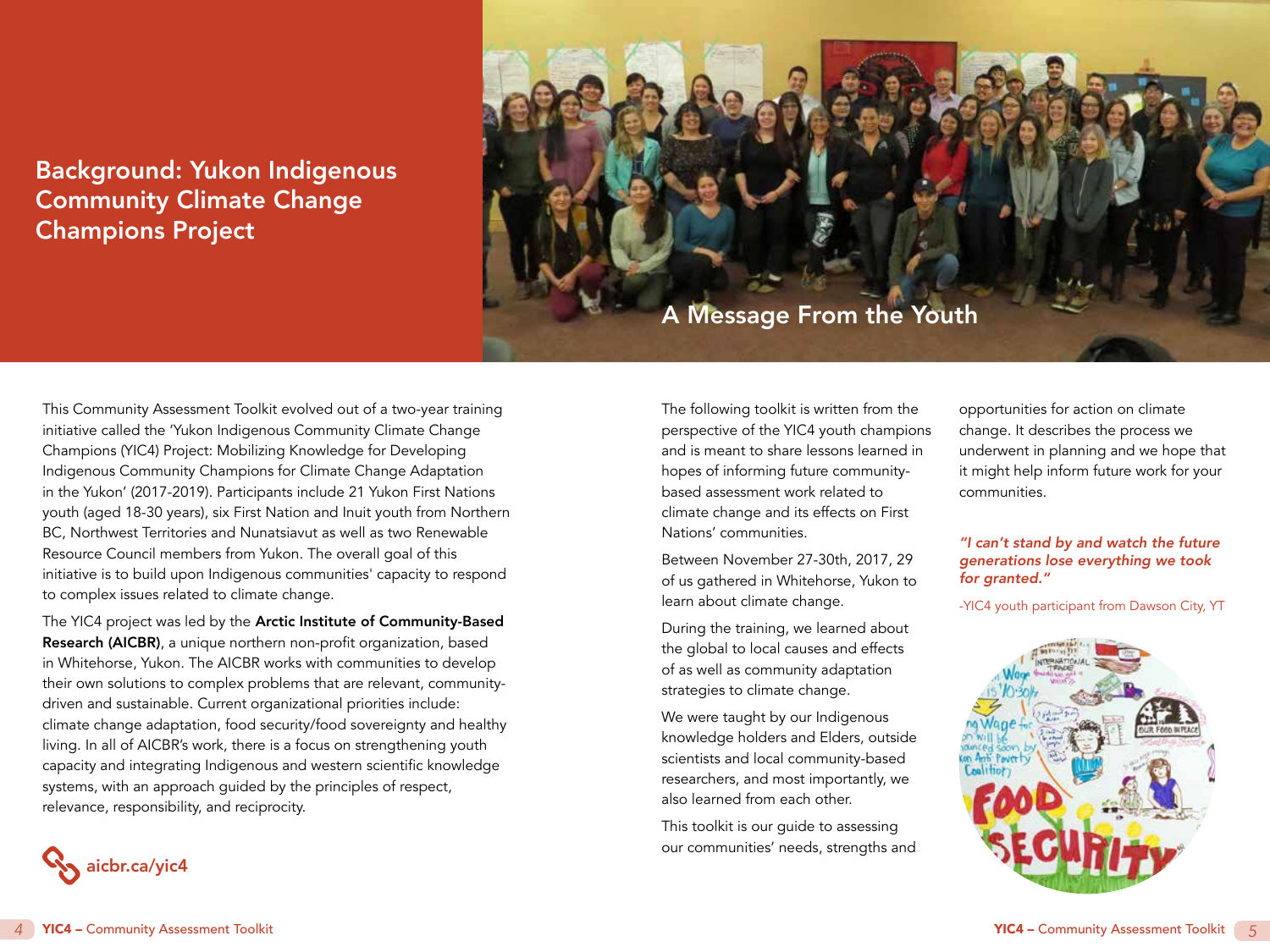## Background: Yukon Indigenous Community Climate Change Champions Project

This Community Assessment Toolkit evolved out of a two-year training initiative called the 'Yukon Indigenous Community Climate Change Champions (YIC4) Project: Mobilizing Knowledge for Developing Indigenous Community Champions for Climate Change Adaptation in the Yukon' (2017-2019). Participants include 21 Yukon First Nations youth (aged 18-30 years), six First Nation and Inuit youth from Northern BC, Northwest Territories and Nunatsiavut as well as two Renewable Resource Council members from Yukon. The overall goal of this initiative is to build upon Indigenous communities' capacity to respond to complex issues related to climate change.

The YIC4 project was led by the **Arctic Institute of Community-Based Research (AICBR)**, a unique northern non-profit organization, based in Whitehorse, Yukon. The AICBR works with communities to develop their own solutions to complex problems that are relevant, community-driven and sustainable. Current organizational priorities include: climate change adaptation, food security/food sovereignty and healthy living. In all of AICBR's work, there is a focus on strengthening youth capacity and integrating Indigenous and western scientific knowledge systems, with an approach guided by the principles of respect, relevance, responsibility, and reciprocity.

aicbr.ca/yic4

## A Message From the Youth

The following toolkit is written from the perspective of the YIC4 youth champions and is meant to share lessons learned in hopes of informing future community-based assessment work related to climate change and its effects on First Nations' communities.

Between November 27-30th, 2017, 29 of us gathered in Whitehorse, Yukon to learn about climate change.

During the training, we learned about the global to local causes and effects of as well as community adaptation strategies to climate change.

We were taught by our Indigenous knowledge holders and Elders, outside scientists and local community-based researchers, and most importantly, we also learned from each other.

This toolkit is our guide to assessing our communities' needs, strengths and opportunities for action on climate change. It describes the process we underwent in planning and we hope that it might help inform future work for your communities.

*"I can't stand by and watch the future generations lose everything we took for granted."*

-YIC4 youth participant from Dawson City, YT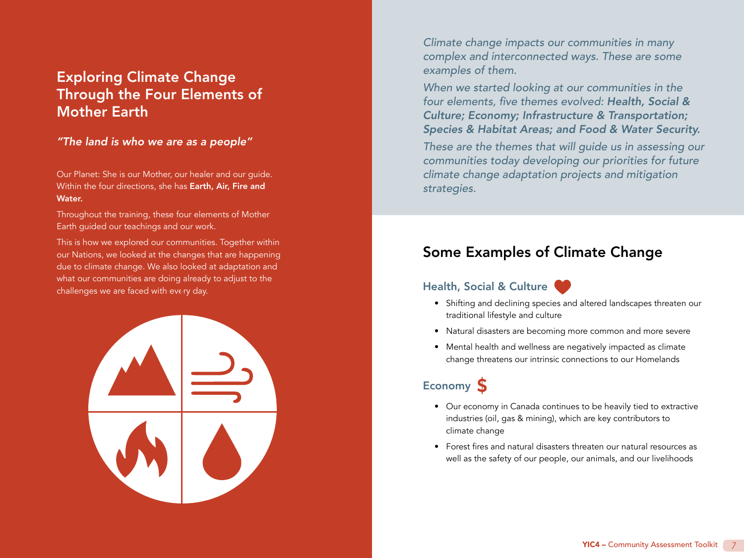## Exploring Climate Change Through the Four Elements of Mother Earth

*"The land is who we are as a people"*

Our Planet: She is our Mother, our healer and our guide. Within the four directions, she has **Earth, Air, Fire and Water.**

Throughout the training, these four elements of Mother Earth guided our teachings and our work.

This is how we explored our communities. Together within our Nations, we looked at the changes that are happening due to climate change. We also looked at adaptation and what our communities are doing already to adjust to the challenges we are faced with every day.

*Climate change impacts our communities in many complex and interconnected ways. These are some examples of them.*

*When we started looking at our communities in the four elements, five themes evolved:* ***Health, Social & Culture; Economy; Infrastructure & Transportation; Species & Habitat Areas; and Food & Water Security.***

*These are the themes that will guide us in assessing our communities today developing our priorities for future climate change adaptation projects and mitigation strategies.*

## Some Examples of Climate Change

### Health, Social & Culture

- Shifting and declining species and altered landscapes threaten our traditional lifestyle and culture
- Natural disasters are becoming more common and more severe
- Mental health and wellness are negatively impacted as climate change threatens our intrinsic connections to our Homelands

### Economy

- Our economy in Canada continues to be heavily tied to extractive industries (oil, gas & mining), which are key contributors to climate change
- Forest fires and natural disasters threaten our natural resources as well as the safety of our people, our animals, and our livelihoods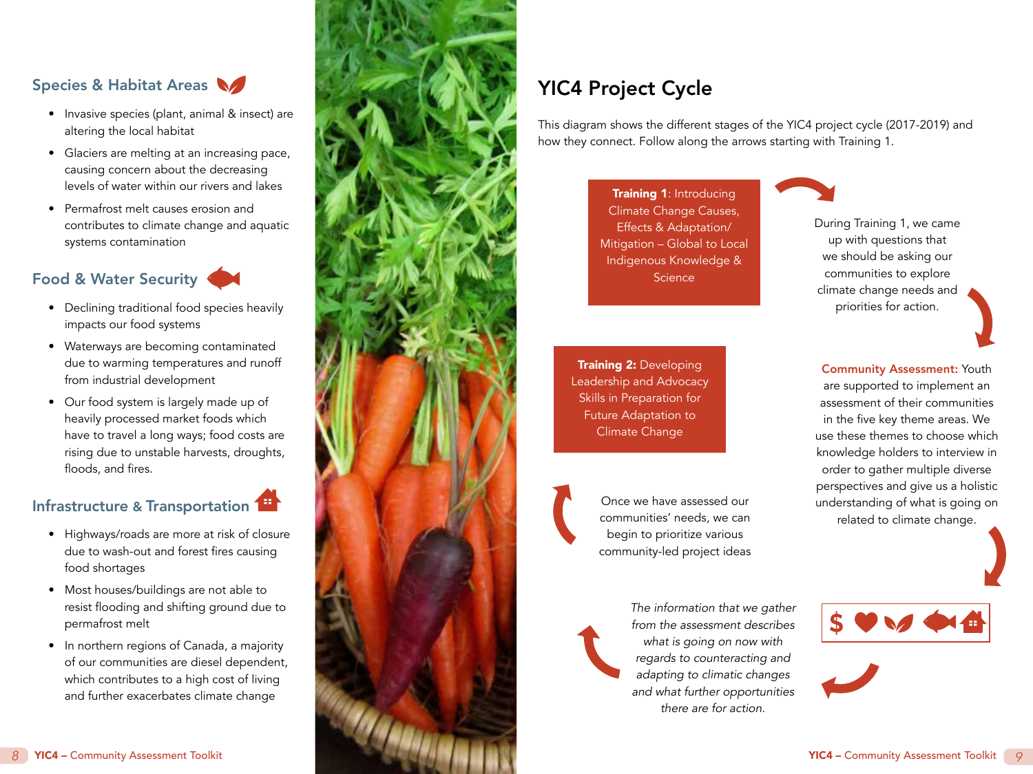## Species & Habitat Areas

- Invasive species (plant, animal & insect) are altering the local habitat
- Glaciers are melting at an increasing pace, causing concern about the decreasing levels of water within our rivers and lakes
- Permafrost melt causes erosion and contributes to climate change and aquatic systems contamination

## Food & Water Security

- Declining traditional food species heavily impacts our food systems
- Waterways are becoming contaminated due to warming temperatures and runoff from industrial development
- Our food system is largely made up of heavily processed market foods which have to travel a long ways; food costs are rising due to unstable harvests, droughts, floods, and fires.

## Infrastructure & Transportation

- Highways/roads are more at risk of closure due to wash-out and forest fires causing food shortages
- Most houses/buildings are not able to resist flooding and shifting ground due to permafrost melt
- In northern regions of Canada, a majority of our communities are diesel dependent, which contributes to a high cost of living and further exacerbates climate change

# YIC4 Project Cycle

This diagram shows the different stages of the YIC4 project cycle (2017-2019) and how they connect. Follow along the arrows starting with Training 1.

**Training 1**: Introducing Climate Change Causes, Effects & Adaptation/ Mitigation – Global to Local Indigenous Knowledge & Science

During Training 1, we came up with questions that we should be asking our communities to explore climate change needs and priorities for action.

**Community Assessment:** Youth are supported to implement an assessment of their communities in the five key theme areas. We use these themes to choose which knowledge holders to interview in order to gather multiple diverse perspectives and give us a holistic understanding of what is going on related to climate change.

*The information that we gather from the assessment describes what is going on now with regards to counteracting and adapting to climatic changes and what further opportunities there are for action.*

Once we have assessed our communities' needs, we can begin to prioritize various community-led project ideas

**Training 2:** Developing Leadership and Advocacy Skills in Preparation for Future Adaptation to Climate Change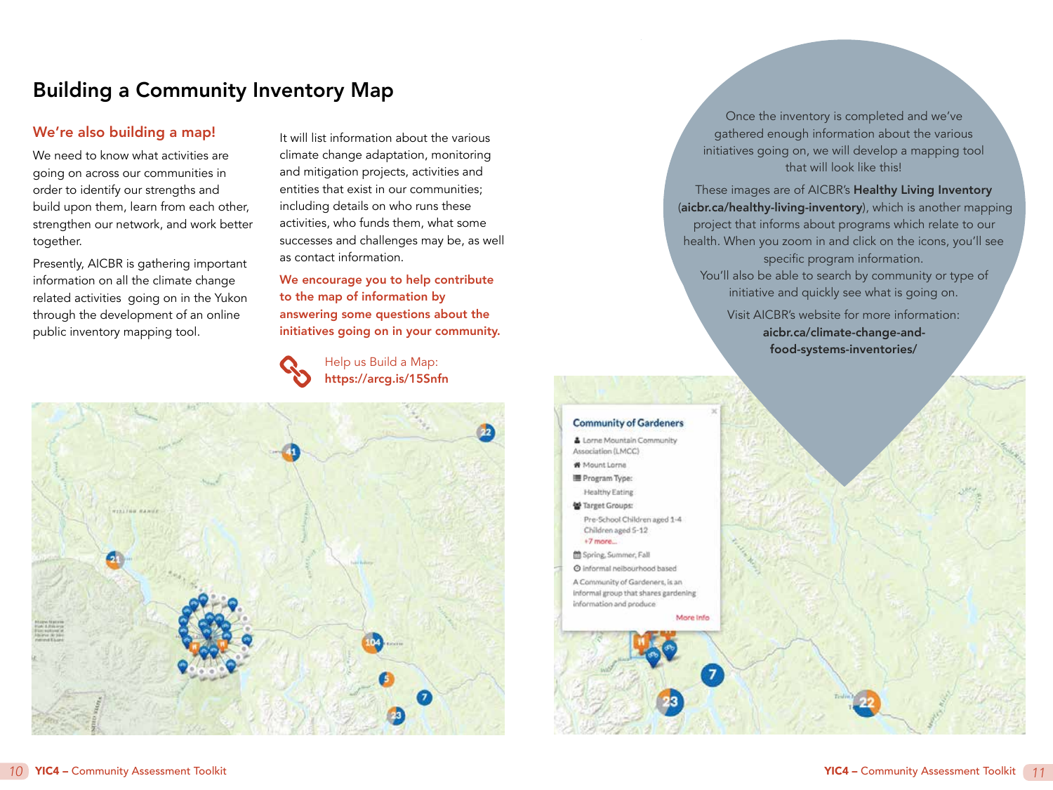# Building a Community Inventory Map

## We're also building a map!

We need to know what activities are going on across our communities in order to identify our strengths and build upon them, learn from each other, strengthen our network, and work better together.

Presently, AICBR is gathering important information on all the climate change related activities going on in the Yukon through the development of an online public inventory mapping tool.

It will list information about the various climate change adaptation, monitoring and mitigation projects, activities and entities that exist in our communities; including details on who runs these activities, who funds them, what some successes and challenges may be, as well as contact information.

**We encourage you to help contribute to the map of information by answering some questions about the initiatives going on in your community.**

Help us Build a Map:
**https://arcg.is/15Snfn**

Once the inventory is completed and we've gathered enough information about the various initiatives going on, we will develop a mapping tool that will look like this!

These images are of AICBR's **Healthy Living Inventory** (**aicbr.ca/healthy-living-inventory**), which is another mapping project that informs about programs which relate to our health. When you zoom in and click on the icons, you'll see specific program information.
You'll also be able to search by community or type of initiative and quickly see what is going on.

Visit AICBR's website for more information:
**aicbr.ca/climate-change-and-food-systems-inventories/**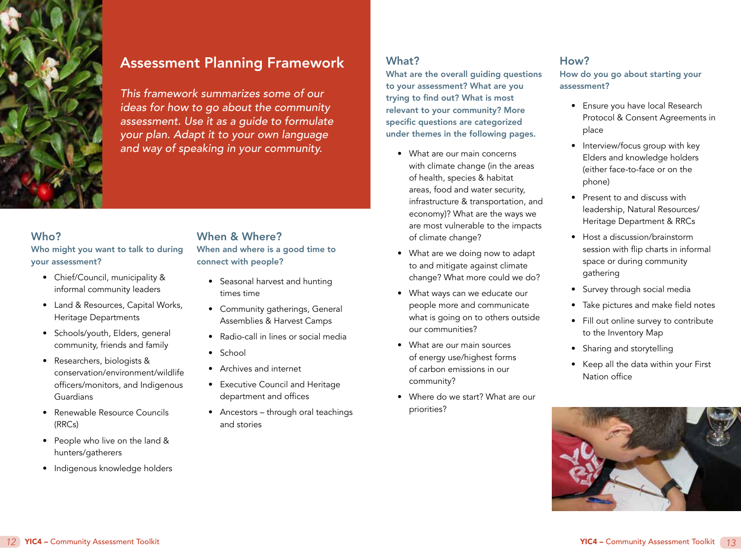# Assessment Planning Framework

*This framework summarizes some of our ideas for how to go about the community assessment. Use it as a guide to formulate your plan. Adapt it to your own language and way of speaking in your community.*

## Who?

**Who might you want to talk to during your assessment?**

- Chief/Council, municipality & informal community leaders
- Land & Resources, Capital Works, Heritage Departments
- Schools/youth, Elders, general community, friends and family
- Researchers, biologists & conservation/environment/wildlife officers/monitors, and Indigenous Guardians
- Renewable Resource Councils (RRCs)
- People who live on the land & hunters/gatherers
- Indigenous knowledge holders

## When & Where?

**When and where is a good time to connect with people?**

- Seasonal harvest and hunting times time
- Community gatherings, General Assemblies & Harvest Camps
- Radio-call in lines or social media
- School
- Archives and internet
- Executive Council and Heritage department and offices
- Ancestors – through oral teachings and stories

## What?

**What are the overall guiding questions to your assessment? What are you trying to find out? What is most relevant to your community? More specific questions are categorized under themes in the following pages.**

- What are our main concerns with climate change (in the areas of health, species & habitat areas, food and water security, infrastructure & transportation, and economy)? What are the ways we are most vulnerable to the impacts of climate change?
- What are we doing now to adapt to and mitigate against climate change? What more could we do?
- What ways can we educate our people more and communicate what is going on to others outside our communities?
- What are our main sources of energy use/highest forms of carbon emissions in our community?
- Where do we start? What are our priorities?

## How?

**How do you go about starting your assessment?**

- Ensure you have local Research Protocol & Consent Agreements in place
- Interview/focus group with key Elders and knowledge holders (either face-to-face or on the phone)
- Present to and discuss with leadership, Natural Resources/ Heritage Department & RRCs
- Host a discussion/brainstorm session with flip charts in informal space or during community gathering
- Survey through social media
- Take pictures and make field notes
- Fill out online survey to contribute to the Inventory Map
- Sharing and storytelling
- Keep all the data within your First Nation office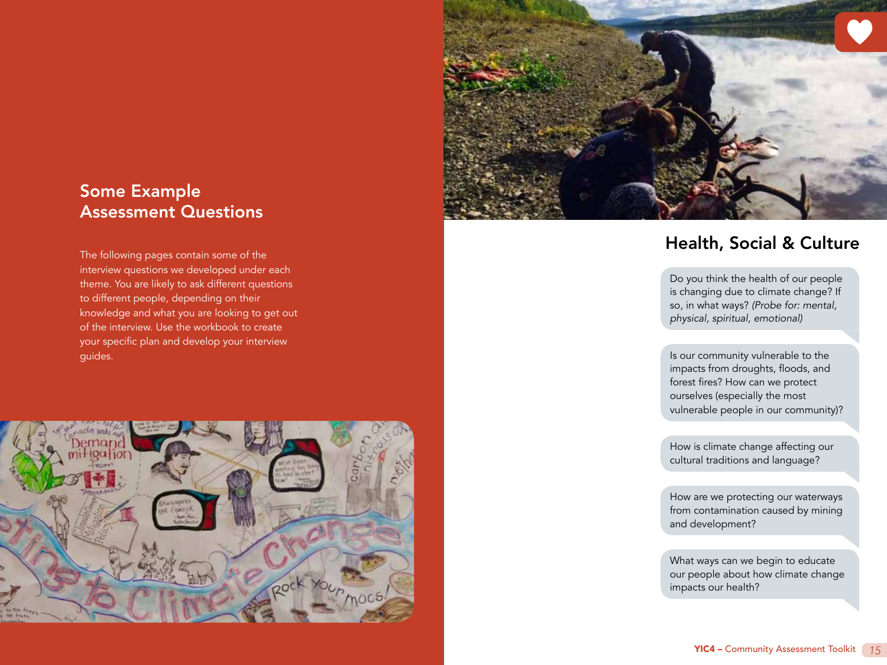## Some Example Assessment Questions

The following pages contain some of the interview questions we developed under each theme. You are likely to ask different questions to different people, depending on their knowledge and what you are looking to get out of the interview. Use the workbook to create your specific plan and develop your interview guides.

## Health, Social & Culture

Do you think the health of our people is changing due to climate change? If so, in what ways? *(Probe for: mental, physical, spiritual, emotional)*

Is our community vulnerable to the impacts from droughts, floods, and forest fires? How can we protect ourselves (especially the most vulnerable people in our community)?

How is climate change affecting our cultural traditions and language?

How are we protecting our waterways from contamination caused by mining and development?

What ways can we begin to educate our people about how climate change impacts our health?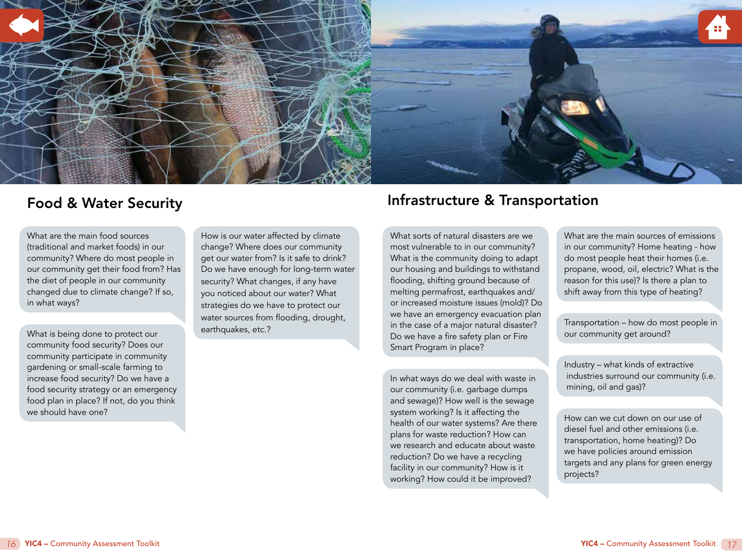## Food & Water Security

What are the main food sources (traditional and market foods) in our community? Where do most people in our community get their food from? Has the diet of people in our community changed due to climate change? If so, in what ways?

What is being done to protect our community food security? Does our community participate in community gardening or small-scale farming to increase food security? Do we have a food security strategy or an emergency food plan in place? If not, do you think we should have one?

How is our water affected by climate change? Where does our community get our water from? Is it safe to drink? Do we have enough for long-term water security? What changes, if any have you noticed about our water? What strategies do we have to protect our water sources from flooding, drought, earthquakes, etc.?

## Infrastructure & Transportation

What sorts of natural disasters are we most vulnerable to in our community? What is the community doing to adapt our housing and buildings to withstand flooding, shifting ground because of melting permafrost, earthquakes and/or increased moisture issues (mold)? Do we have an emergency evacuation plan in the case of a major natural disaster? Do we have a fire safety plan or Fire Smart Program in place?

In what ways do we deal with waste in our community (i.e. garbage dumps and sewage)? How well is the sewage system working? Is it affecting the health of our water systems? Are there plans for waste reduction? How can we research and educate about waste reduction? Do we have a recycling facility in our community? How is it working? How could it be improved?

What are the main sources of emissions in our community? Home heating - how do most people heat their homes (i.e. propane, wood, oil, electric? What is the reason for this use)? Is there a plan to shift away from this type of heating?

Transportation – how do most people in our community get around?

Industry – what kinds of extractive industries surround our community (i.e. mining, oil and gas)?

How can we cut down on our use of diesel fuel and other emissions (i.e. transportation, home heating)? Do we have policies around emission targets and any plans for green energy projects?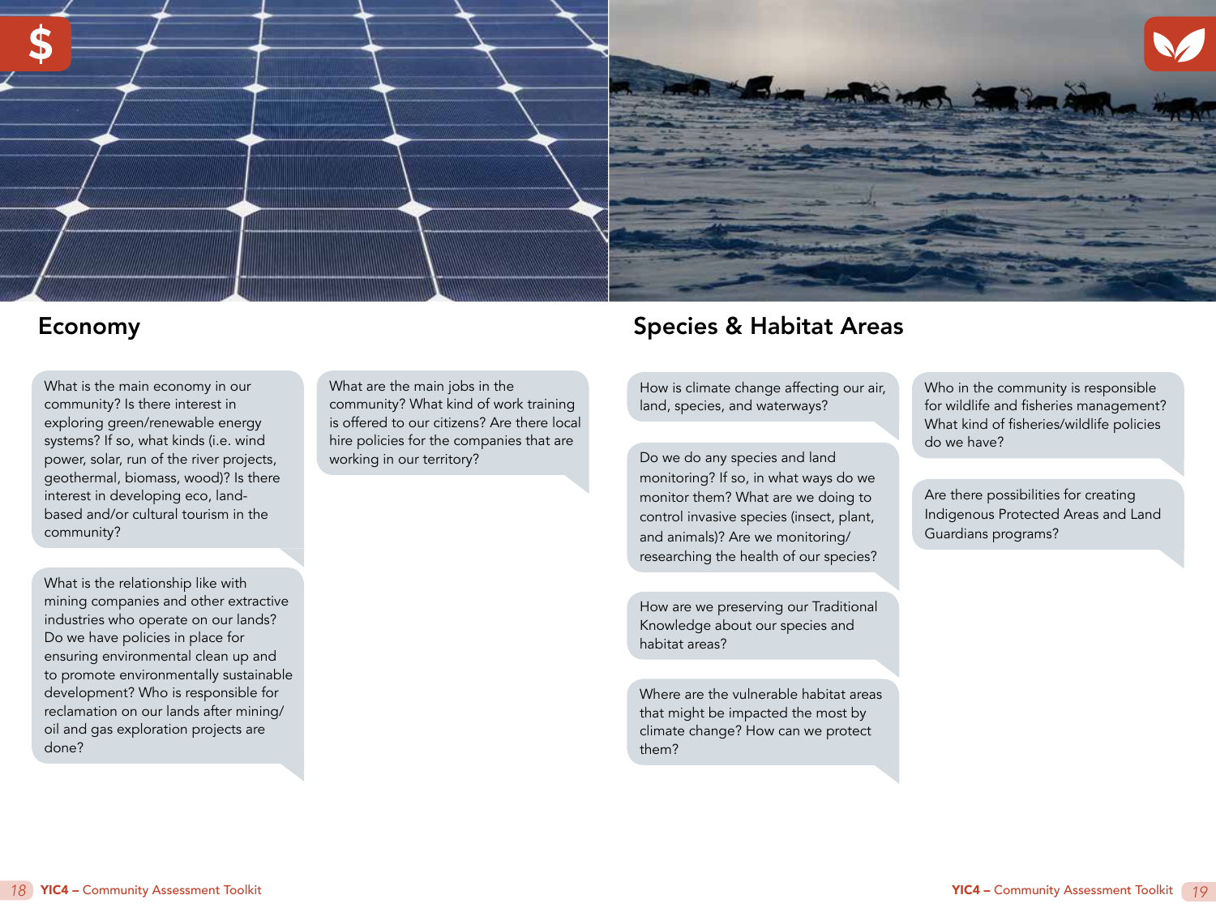## Economy

What is the main economy in our community? Is there interest in exploring green/renewable energy systems? If so, what kinds (i.e. wind power, solar, run of the river projects, geothermal, biomass, wood)? Is there interest in developing eco, land-based and/or cultural tourism in the community?

What is the relationship like with mining companies and other extractive industries who operate on our lands? Do we have policies in place for ensuring environmental clean up and to promote environmentally sustainable development? Who is responsible for reclamation on our lands after mining/ oil and gas exploration projects are done?

What are the main jobs in the community? What kind of work training is offered to our citizens? Are there local hire policies for the companies that are working in our territory?

## Species & Habitat Areas

How is climate change affecting our air, land, species, and waterways?

Do we do any species and land monitoring? If so, in what ways do we monitor them? What are we doing to control invasive species (insect, plant, and animals)? Are we monitoring/ researching the health of our species?

How are we preserving our Traditional Knowledge about our species and habitat areas?

Where are the vulnerable habitat areas that might be impacted the most by climate change? How can we protect them?

Who in the community is responsible for wildlife and fisheries management? What kind of fisheries/wildlife policies do we have?

Are there possibilities for creating Indigenous Protected Areas and Land Guardians programs?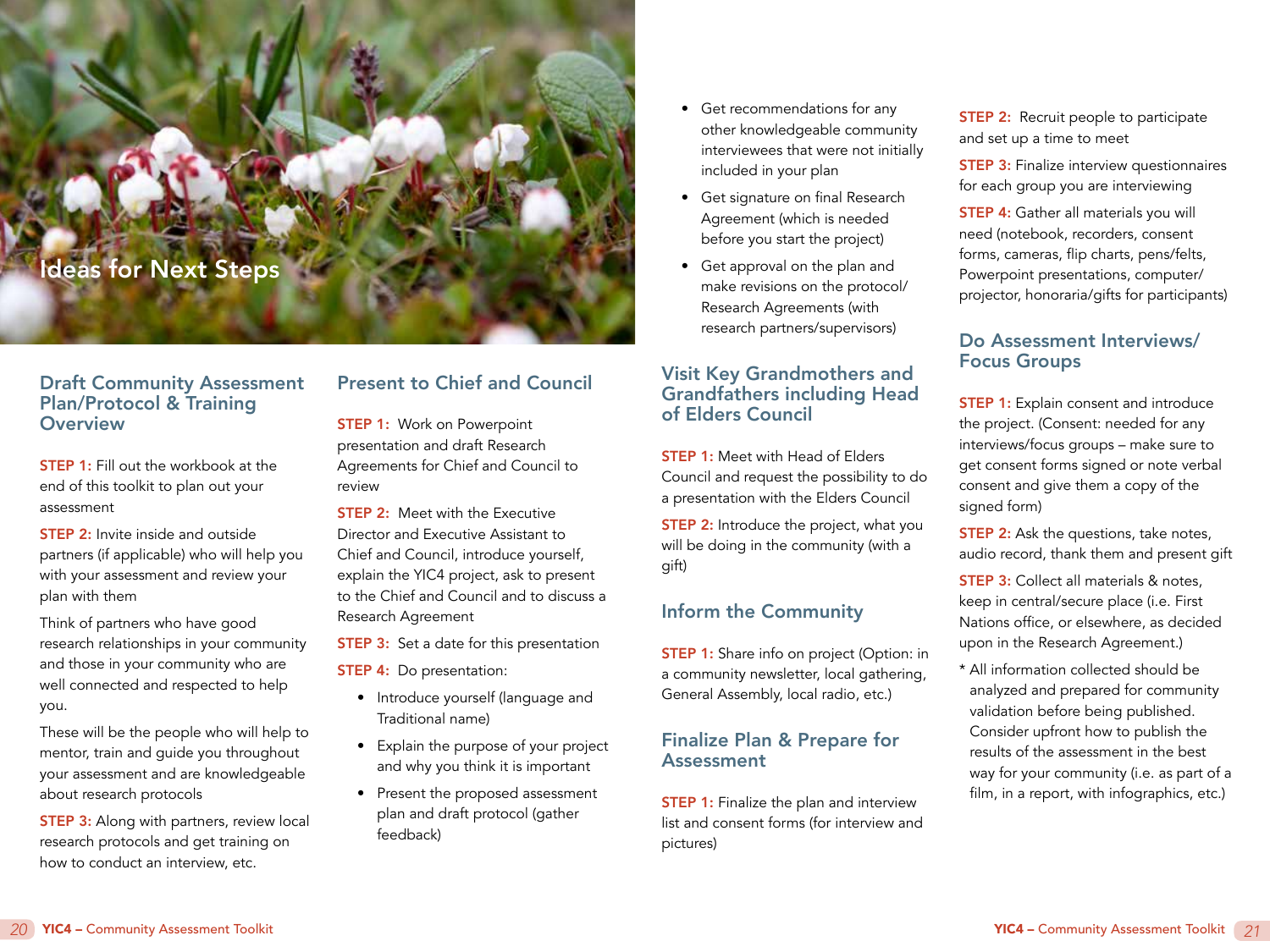# Ideas for Next Steps

## Draft Community Assessment Plan/Protocol & Training Overview

**STEP 1:** Fill out the workbook at the end of this toolkit to plan out your assessment

**STEP 2:** Invite inside and outside partners (if applicable) who will help you with your assessment and review your plan with them

Think of partners who have good research relationships in your community and those in your community who are well connected and respected to help you.

These will be the people who will help to mentor, train and guide you throughout your assessment and are knowledgeable about research protocols

**STEP 3:** Along with partners, review local research protocols and get training on how to conduct an interview, etc.

## Present to Chief and Council

**STEP 1:** Work on Powerpoint presentation and draft Research Agreements for Chief and Council to review

**STEP 2:** Meet with the Executive Director and Executive Assistant to Chief and Council, introduce yourself, explain the YIC4 project, ask to present to the Chief and Council and to discuss a Research Agreement

**STEP 3:** Set a date for this presentation

**STEP 4:** Do presentation:

- Introduce yourself (language and Traditional name)
- Explain the purpose of your project and why you think it is important
- Present the proposed assessment plan and draft protocol (gather feedback)
- Get recommendations for any other knowledgeable community interviewees that were not initially included in your plan
- Get signature on final Research Agreement (which is needed before you start the project)
- Get approval on the plan and make revisions on the protocol/ Research Agreements (with research partners/supervisors)

## Visit Key Grandmothers and Grandfathers including Head of Elders Council

**STEP 1:** Meet with Head of Elders Council and request the possibility to do a presentation with the Elders Council

**STEP 2:** Introduce the project, what you will be doing in the community (with a gift)

## Inform the Community

**STEP 1:** Share info on project (Option: in a community newsletter, local gathering, General Assembly, local radio, etc.)

## Finalize Plan & Prepare for Assessment

**STEP 1:** Finalize the plan and interview list and consent forms (for interview and pictures)

**STEP 2:** Recruit people to participate and set up a time to meet

**STEP 3:** Finalize interview questionnaires for each group you are interviewing

**STEP 4:** Gather all materials you will need (notebook, recorders, consent forms, cameras, flip charts, pens/felts, Powerpoint presentations, computer/ projector, honoraria/gifts for participants)

## Do Assessment Interviews/ Focus Groups

**STEP 1:** Explain consent and introduce the project. (Consent: needed for any interviews/focus groups – make sure to get consent forms signed or note verbal consent and give them a copy of the signed form)

**STEP 2:** Ask the questions, take notes, audio record, thank them and present gift

**STEP 3:** Collect all materials & notes, keep in central/secure place (i.e. First Nations office, or elsewhere, as decided upon in the Research Agreement.)

* All information collected should be analyzed and prepared for community validation before being published. Consider upfront how to publish the results of the assessment in the best way for your community (i.e. as part of a film, in a report, with infographics, etc.)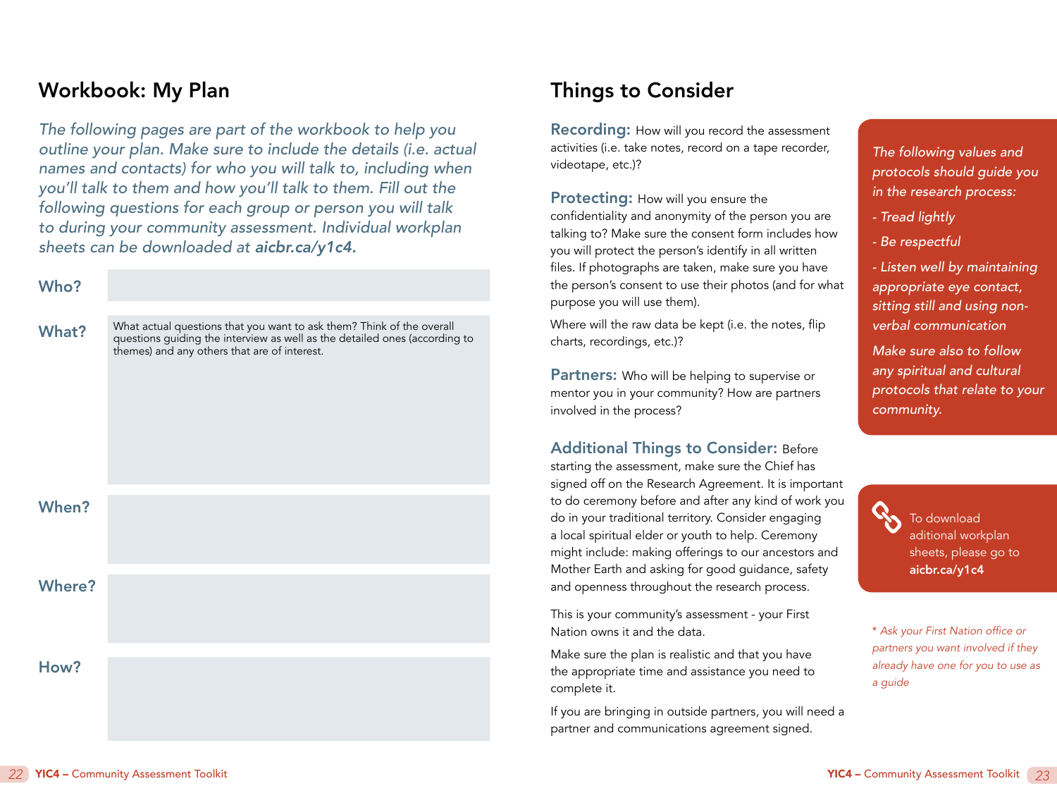## Workbook: My Plan

*The following pages are part of the workbook to help you outline your plan. Make sure to include the details (i.e. actual names and contacts) for who you will talk to, including when you'll talk to them and how you'll talk to them. Fill out the following questions for each group or person you will talk to during your community assessment. Individual workplan sheets can be downloaded at **aicbr.ca/y1c4.***

| | |
|---|---|
| **Who?** | |
| **What?** | What actual questions that you want to ask them? Think of the overall questions guiding the interview as well as the detailed ones (according to themes) and any others that are of interest. |
| **When?** | |
| **Where?** | |
| **How?** | |

## Things to Consider

**Recording:** How will you record the assessment activities (i.e. take notes, record on a tape recorder, videotape, etc.)?

**Protecting:** How will you ensure the confidentiality and anonymity of the person you are talking to? Make sure the consent form includes how you will protect the person's identify in all written files. If photographs are taken, make sure you have the person's consent to use their photos (and for what purpose you will use them).

Where will the raw data be kept (i.e. the notes, flip charts, recordings, etc.)?

**Partners:** Who will be helping to supervise or mentor you in your community? How are partners involved in the process?

**Additional Things to Consider:** Before starting the assessment, make sure the Chief has signed off on the Research Agreement. It is important to do ceremony before and after any kind of work you do in your traditional territory. Consider engaging a local spiritual elder or youth to help. Ceremony might include: making offerings to our ancestors and Mother Earth and asking for good guidance, safety and openness throughout the research process.

This is your community's assessment - your First Nation owns it and the data.

Make sure the plan is realistic and that you have the appropriate time and assistance you need to complete it.

If you are bringing in outside partners, you will need a partner and communications agreement signed.

*The following values and protocols should guide you in the research process:*

*- Tread lightly*

*- Be respectful*

*- Listen well by maintaining appropriate eye contact, sitting still and using non-verbal communication*

*Make sure also to follow any spiritual and cultural protocols that relate to your community.*

To download aditional workplan sheets, please go to **aicbr.ca/y1c4**

*\* Ask your First Nation office or partners you want involved if they already have one for you to use as a guide*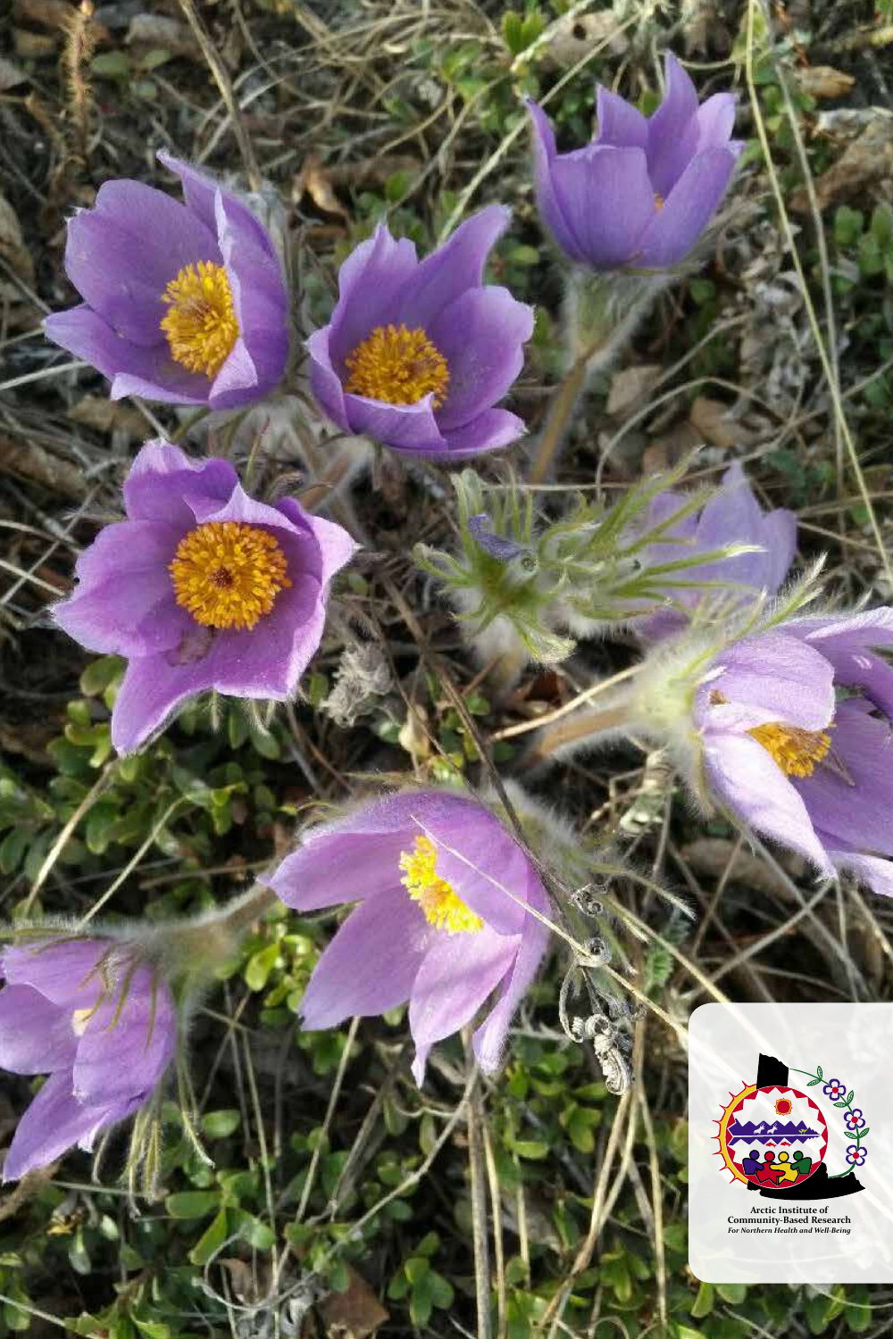Arctic Institute of Community-Based Research
*For Northern Health and Well-Being*